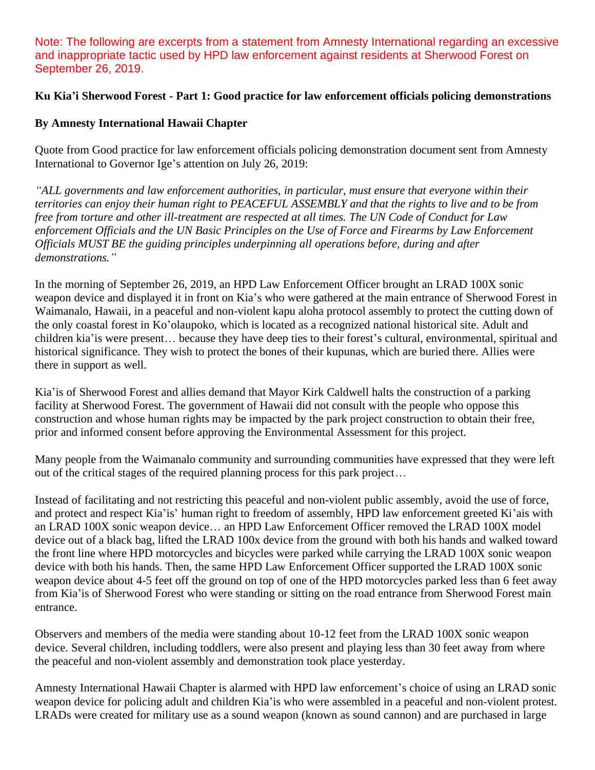Note: The following are excerpts from a statement from Amnesty International regarding an excessive and inappropriate tactic used by HPD law enforcement against residents at Sherwood Forest on September 26, 2019.

**Ku Kia'i Sherwood Forest - Part 1: Good practice for law enforcement officials policing demonstrations**

**By Amnesty International Hawaii Chapter**

Quote from Good practice for law enforcement officials policing demonstration document sent from Amnesty International to Governor Ige's attention on July 26, 2019:

*"ALL governments and law enforcement authorities, in particular, must ensure that everyone within their territories can enjoy their human right to PEACEFUL ASSEMBLY and that the rights to live and to be from free from torture and other ill-treatment are respected at all times. The UN Code of Conduct for Law enforcement Officials and the UN Basic Principles on the Use of Force and Firearms by Law Enforcement Officials MUST BE the guiding principles underpinning all operations before, during and after demonstrations."*

In the morning of September 26, 2019, an HPD Law Enforcement Officer brought an LRAD 100X sonic weapon device and displayed it in front on Kia's who were gathered at the main entrance of Sherwood Forest in Waimanalo, Hawaii, in a peaceful and non-violent kapu aloha protocol assembly to protect the cutting down of the only coastal forest in Ko'olaupoko, which is located as a recognized national historical site. Adult and children kia'is were present… because they have deep ties to their forest's cultural, environmental, spiritual and historical significance. They wish to protect the bones of their kupunas, which are buried there. Allies were there in support as well.

Kia'is of Sherwood Forest and allies demand that Mayor Kirk Caldwell halts the construction of a parking facility at Sherwood Forest. The government of Hawaii did not consult with the people who oppose this construction and whose human rights may be impacted by the park project construction to obtain their free, prior and informed consent before approving the Environmental Assessment for this project.

Many people from the Waimanalo community and surrounding communities have expressed that they were left out of the critical stages of the required planning process for this park project…

Instead of facilitating and not restricting this peaceful and non-violent public assembly, avoid the use of force, and protect and respect Kia'is' human right to freedom of assembly, HPD law enforcement greeted Ki'ais with an LRAD 100X sonic weapon device… an HPD Law Enforcement Officer removed the LRAD 100X model device out of a black bag, lifted the LRAD 100x device from the ground with both his hands and walked toward the front line where HPD motorcycles and bicycles were parked while carrying the LRAD 100X sonic weapon device with both his hands. Then, the same HPD Law Enforcement Officer supported the LRAD 100X sonic weapon device about 4-5 feet off the ground on top of one of the HPD motorcycles parked less than 6 feet away from Kia'is of Sherwood Forest who were standing or sitting on the road entrance from Sherwood Forest main entrance.

Observers and members of the media were standing about 10-12 feet from the LRAD 100X sonic weapon device. Several children, including toddlers, were also present and playing less than 30 feet away from where the peaceful and non-violent assembly and demonstration took place yesterday.

Amnesty International Hawaii Chapter is alarmed with HPD law enforcement's choice of using an LRAD sonic weapon device for policing adult and children Kia'is who were assembled in a peaceful and non-violent protest. LRADs were created for military use as a sound weapon (known as sound cannon) and are purchased in large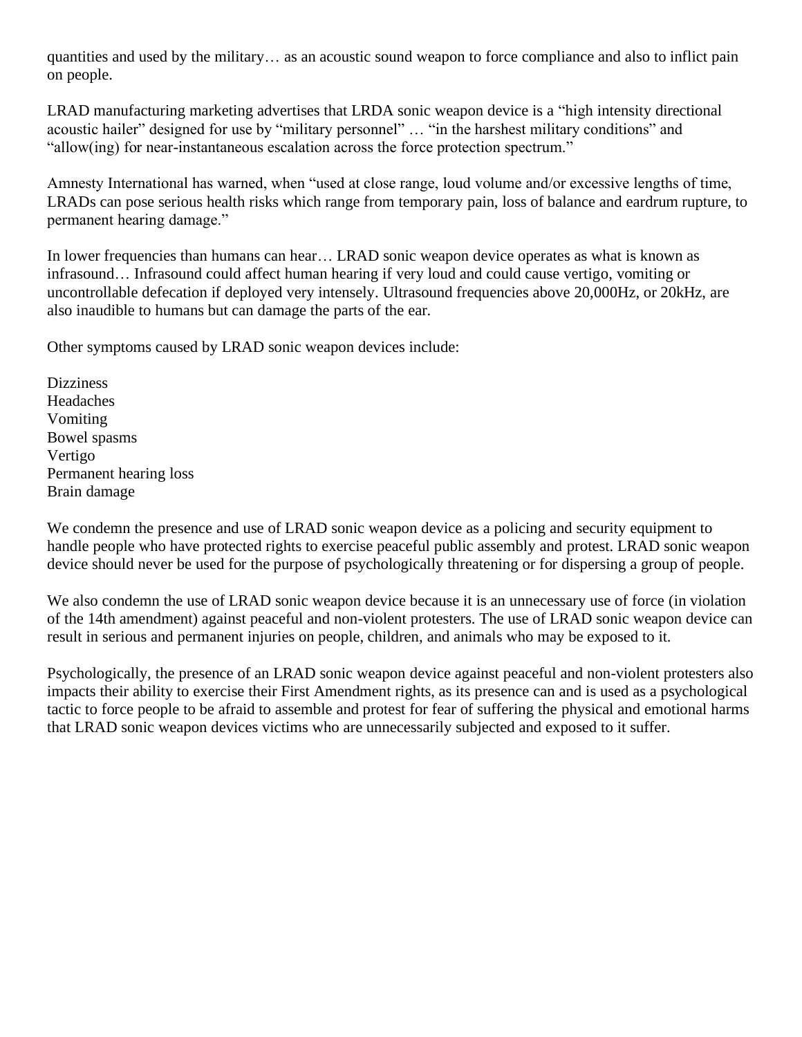quantities and used by the military… as an acoustic sound weapon to force compliance and also to inflict pain on people.

LRAD manufacturing marketing advertises that LRDA sonic weapon device is a "high intensity directional acoustic hailer" designed for use by "military personnel" … "in the harshest military conditions" and "allow(ing) for near-instantaneous escalation across the force protection spectrum."

Amnesty International has warned, when "used at close range, loud volume and/or excessive lengths of time, LRADs can pose serious health risks which range from temporary pain, loss of balance and eardrum rupture, to permanent hearing damage."

In lower frequencies than humans can hear… LRAD sonic weapon device operates as what is known as infrasound… Infrasound could affect human hearing if very loud and could cause vertigo, vomiting or uncontrollable defecation if deployed very intensely. Ultrasound frequencies above 20,000Hz, or 20kHz, are also inaudible to humans but can damage the parts of the ear.

Other symptoms caused by LRAD sonic weapon devices include:

Dizziness
Headaches
Vomiting
Bowel spasms
Vertigo
Permanent hearing loss
Brain damage

We condemn the presence and use of LRAD sonic weapon device as a policing and security equipment to handle people who have protected rights to exercise peaceful public assembly and protest. LRAD sonic weapon device should never be used for the purpose of psychologically threatening or for dispersing a group of people.

We also condemn the use of LRAD sonic weapon device because it is an unnecessary use of force (in violation of the 14th amendment) against peaceful and non-violent protesters. The use of LRAD sonic weapon device can result in serious and permanent injuries on people, children, and animals who may be exposed to it.

Psychologically, the presence of an LRAD sonic weapon device against peaceful and non-violent protesters also impacts their ability to exercise their First Amendment rights, as its presence can and is used as a psychological tactic to force people to be afraid to assemble and protest for fear of suffering the physical and emotional harms that LRAD sonic weapon devices victims who are unnecessarily subjected and exposed to it suffer.